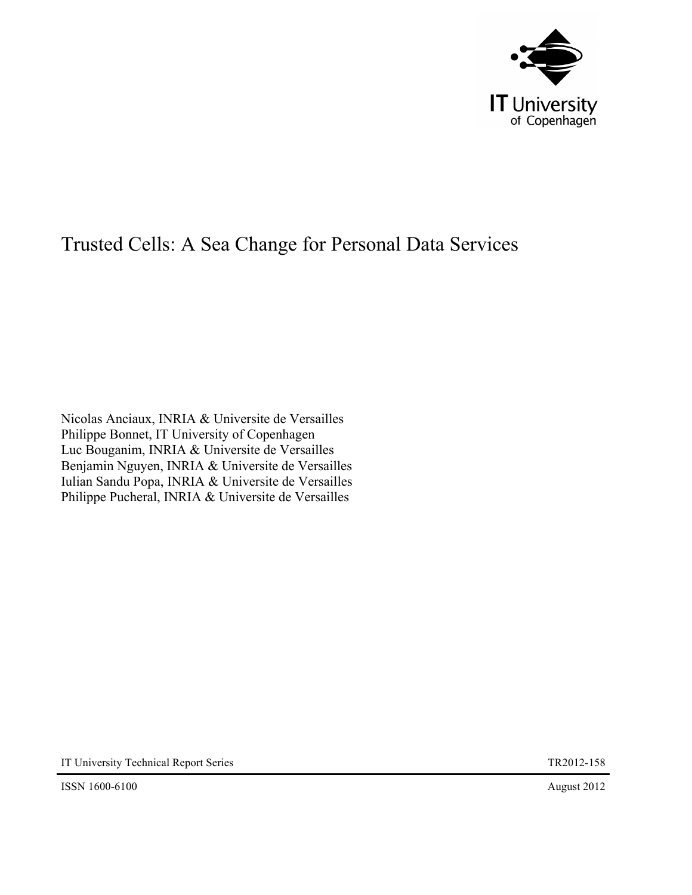IT University of Copenhagen

# Trusted Cells: A Sea Change for Personal Data Services

Nicolas Anciaux, INRIA & Universite de Versailles
Philippe Bonnet, IT University of Copenhagen
Luc Bouganim, INRIA & Universite de Versailles
Benjamin Nguyen, INRIA & Universite de Versailles
Iulian Sandu Popa, INRIA & Universite de Versailles
Philippe Pucheral, INRIA & Universite de Versailles

IT University Technical Report Series TR2012-158

ISSN 1600-6100 August 2012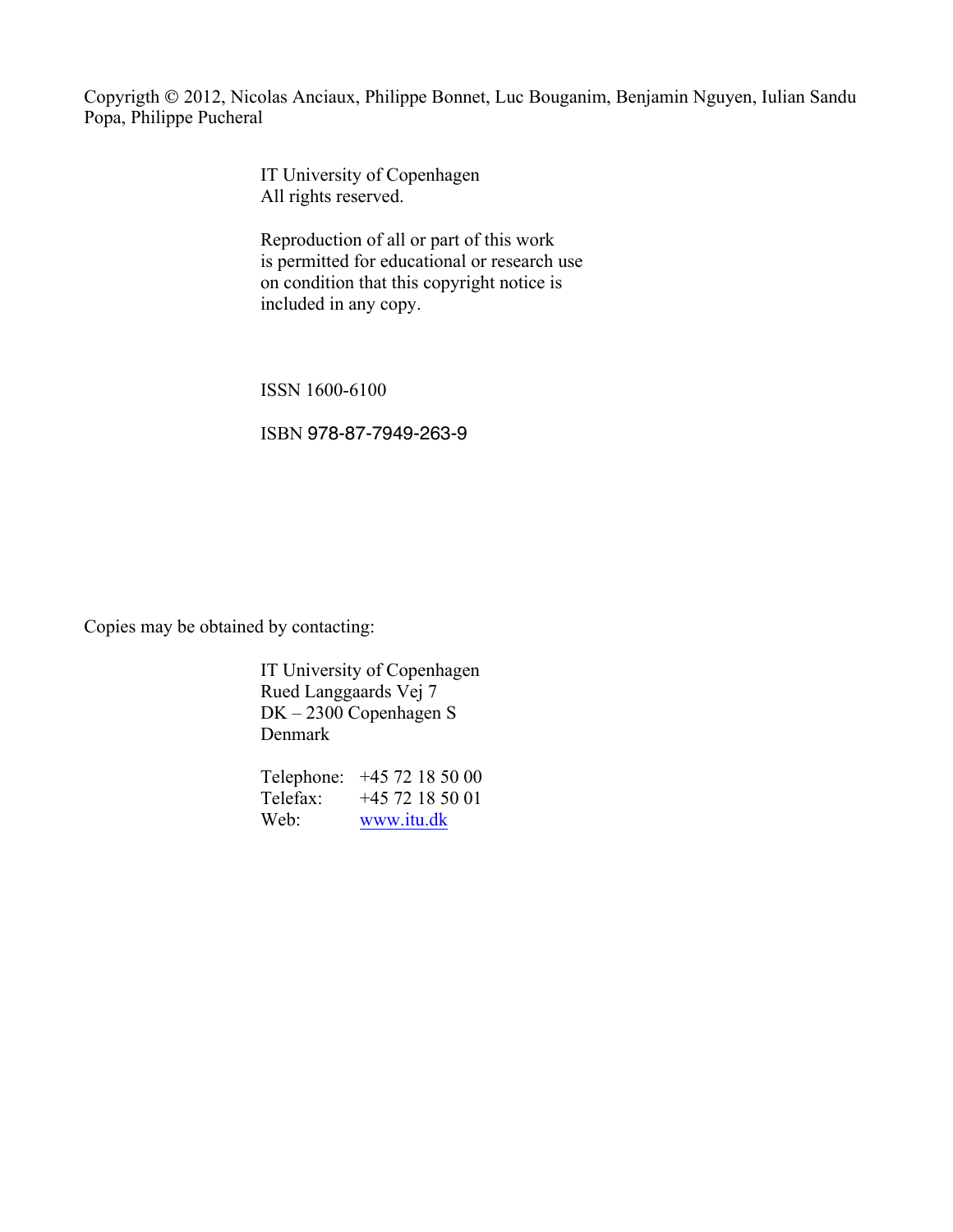Copyrigth © 2012, Nicolas Anciaux, Philippe Bonnet, Luc Bouganim, Benjamin Nguyen, Iulian Sandu Popa, Philippe Pucheral

IT University of Copenhagen
All rights reserved.

Reproduction of all or part of this work
is permitted for educational or research use
on condition that this copyright notice is
included in any copy.

ISSN 1600-6100

ISBN 978-87-7949-263-9

Copies may be obtained by contacting:

IT University of Copenhagen
Rued Langgaards Vej 7
DK – 2300 Copenhagen S
Denmark

| | |
|---|---|
| Telephone: | +45 72 18 50 00 |
| Telefax: | +45 72 18 50 01 |
| Web: | www.itu.dk |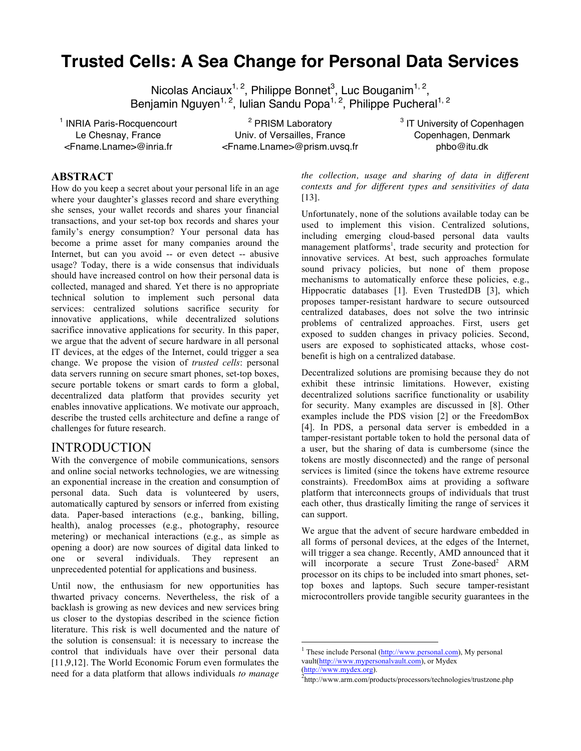# Trusted Cells: A Sea Change for Personal Data Services

Nicolas Anciaux[1, 2], Philippe Bonnet[3], Luc Bouganim[1, 2], Benjamin Nguyen[1, 2], Iulian Sandu Popa[1, 2], Philippe Pucheral[1, 2]

[1] INRIA Paris-Rocquencourt
Le Chesnay, France
<Fname.Lname>@inria.fr

[2] PRISM Laboratory
Univ. of Versailles, France
<Fname.Lname>@prism.uvsq.fr

[3] IT University of Copenhagen
Copenhagen, Denmark
phbo@itu.dk

## ABSTRACT

How do you keep a secret about your personal life in an age where your daughter's glasses record and share everything she senses, your wallet records and shares your financial transactions, and your set-top box records and shares your family's energy consumption? Your personal data has become a prime asset for many companies around the Internet, but can you avoid -- or even detect -- abusive usage? Today, there is a wide consensus that individuals should have increased control on how their personal data is collected, managed and shared. Yet there is no appropriate technical solution to implement such personal data services: centralized solutions sacrifice security for innovative applications, while decentralized solutions sacrifice innovative applications for security. In this paper, we argue that the advent of secure hardware in all personal IT devices, at the edges of the Internet, could trigger a sea change. We propose the vision of *trusted cells*: personal data servers running on secure smart phones, set-top boxes, secure portable tokens or smart cards to form a global, decentralized data platform that provides security yet enables innovative applications. We motivate our approach, describe the trusted cells architecture and define a range of challenges for future research.

## INTRODUCTION

With the convergence of mobile communications, sensors and online social networks technologies, we are witnessing an exponential increase in the creation and consumption of personal data. Such data is volunteered by users, automatically captured by sensors or inferred from existing data. Paper-based interactions (e.g., banking, billing, health), analog processes (e.g., photography, resource metering) or mechanical interactions (e.g., as simple as opening a door) are now sources of digital data linked to one or several individuals. They represent an unprecedented potential for applications and business.

Until now, the enthusiasm for new opportunities has thwarted privacy concerns. Nevertheless, the risk of a backlash is growing as new devices and new services bring us closer to the dystopias described in the science fiction literature. This risk is well documented and the nature of the solution is consensual: it is necessary to increase the control that individuals have over their personal data [11,9,12]. The World Economic Forum even formulates the need for a data platform that allows individuals *to manage the collection, usage and sharing of data in different contexts and for different types and sensitivities of data* [13].

Unfortunately, none of the solutions available today can be used to implement this vision. Centralized solutions, including emerging cloud-based personal data vaults management platforms[1], trade security and protection for innovative services. At best, such approaches formulate sound privacy policies, but none of them propose mechanisms to automatically enforce these policies, e.g., Hippocratic databases [1]. Even TrustedDB [3], which proposes tamper-resistant hardware to secure outsourced centralized databases, does not solve the two intrinsic problems of centralized approaches. First, users get exposed to sudden changes in privacy policies. Second, users are exposed to sophisticated attacks, whose cost-benefit is high on a centralized database.

Decentralized solutions are promising because they do not exhibit these intrinsic limitations. However, existing decentralized solutions sacrifice functionality or usability for security. Many examples are discussed in [8]. Other examples include the PDS vision [2] or the FreedomBox [4]. In PDS, a personal data server is embedded in a tamper-resistant portable token to hold the personal data of a user, but the sharing of data is cumbersome (since the tokens are mostly disconnected) and the range of personal services is limited (since the tokens have extreme resource constraints). FreedomBox aims at providing a software platform that interconnects groups of individuals that trust each other, thus drastically limiting the range of services it can support.

We argue that the advent of secure hardware embedded in all forms of personal devices, at the edges of the Internet, will trigger a sea change. Recently, AMD announced that it will incorporate a secure Trust Zone-based[2] ARM processor on its chips to be included into smart phones, set-top boxes and laptops. Such secure tamper-resistant microcontrollers provide tangible security guarantees in the

[1] These include Personal (http://www.personal.com), My personal vault(http://www.mypersonalvault.com), or Mydex (http://www.mydex.org).

[2] http://www.arm.com/products/processors/technologies/trustzone.php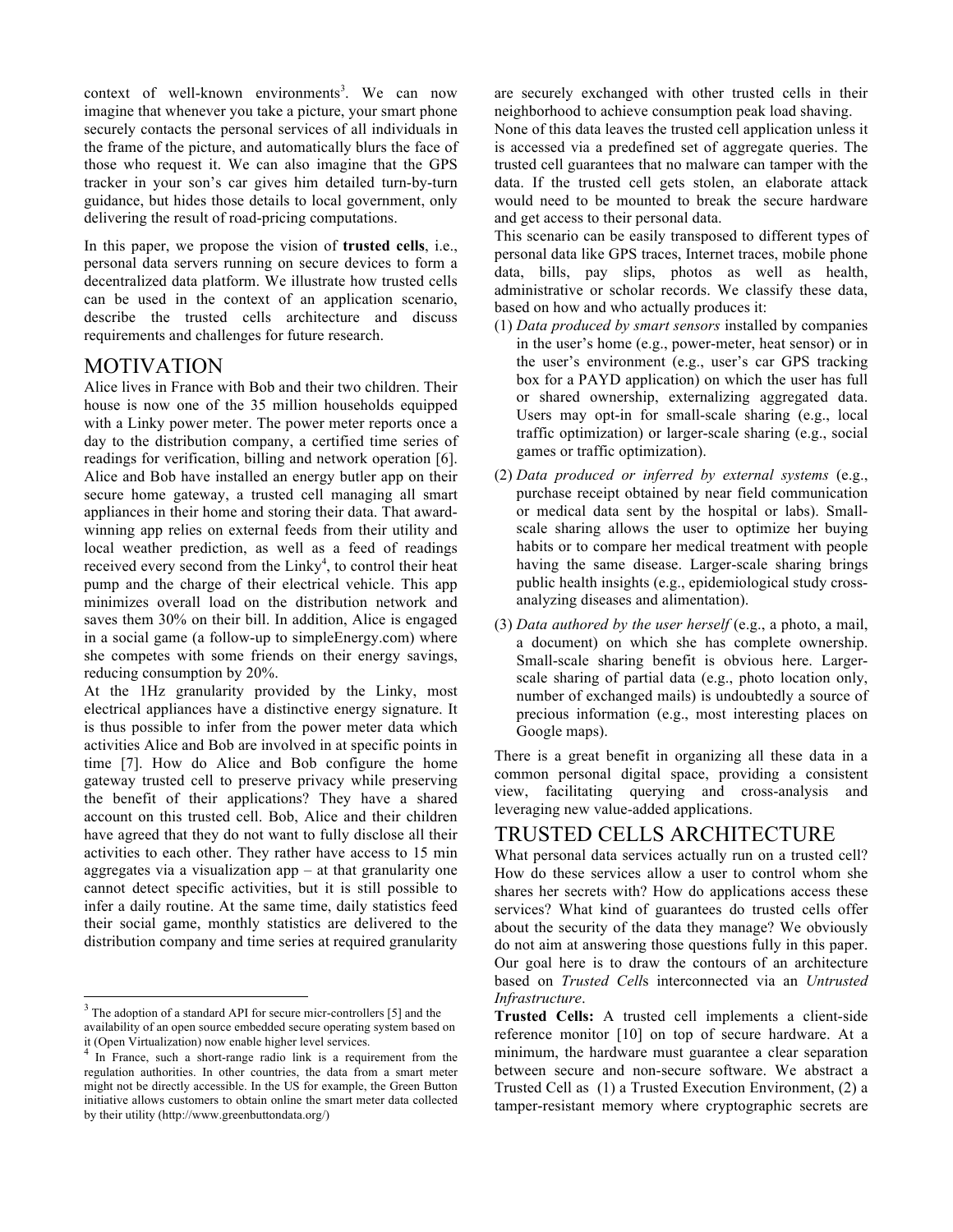context of well-known environments[3]. We can now imagine that whenever you take a picture, your smart phone securely contacts the personal services of all individuals in the frame of the picture, and automatically blurs the face of those who request it. We can also imagine that the GPS tracker in your son's car gives him detailed turn-by-turn guidance, but hides those details to local government, only delivering the result of road-pricing computations.

In this paper, we propose the vision of **trusted cells**, i.e., personal data servers running on secure devices to form a decentralized data platform. We illustrate how trusted cells can be used in the context of an application scenario, describe the trusted cells architecture and discuss requirements and challenges for future research.

# MOTIVATION

Alice lives in France with Bob and their two children. Their house is now one of the 35 million households equipped with a Linky power meter. The power meter reports once a day to the distribution company, a certified time series of readings for verification, billing and network operation [6]. Alice and Bob have installed an energy butler app on their secure home gateway, a trusted cell managing all smart appliances in their home and storing their data. That award-winning app relies on external feeds from their utility and local weather prediction, as well as a feed of readings received every second from the Linky[4], to control their heat pump and the charge of their electrical vehicle. This app minimizes overall load on the distribution network and saves them 30% on their bill. In addition, Alice is engaged in a social game (a follow-up to simpleEnergy.com) where she competes with some friends on their energy savings, reducing consumption by 20%.

At the 1Hz granularity provided by the Linky, most electrical appliances have a distinctive energy signature. It is thus possible to infer from the power meter data which activities Alice and Bob are involved in at specific points in time [7]. How do Alice and Bob configure the home gateway trusted cell to preserve privacy while preserving the benefit of their applications? They have a shared account on this trusted cell. Bob, Alice and their children have agreed that they do not want to fully disclose all their activities to each other. They rather have access to 15 min aggregates via a visualization app – at that granularity one cannot detect specific activities, but it is still possible to infer a daily routine. At the same time, daily statistics feed their social game, monthly statistics are delivered to the distribution company and time series at required granularity are securely exchanged with other trusted cells in their neighborhood to achieve consumption peak load shaving.

None of this data leaves the trusted cell application unless it is accessed via a predefined set of aggregate queries. The trusted cell guarantees that no malware can tamper with the data. If the trusted cell gets stolen, an elaborate attack would need to be mounted to break the secure hardware and get access to their personal data.

This scenario can be easily transposed to different types of personal data like GPS traces, Internet traces, mobile phone data, bills, pay slips, photos as well as health, administrative or scholar records. We classify these data, based on how and who actually produces it:

(1) *Data produced by smart sensors* installed by companies in the user's home (e.g., power-meter, heat sensor) or in the user's environment (e.g., user's car GPS tracking box for a PAYD application) on which the user has full or shared ownership, externalizing aggregated data. Users may opt-in for small-scale sharing (e.g., local traffic optimization) or larger-scale sharing (e.g., social games or traffic optimization).

(2) *Data produced or inferred by external systems* (e.g., purchase receipt obtained by near field communication or medical data sent by the hospital or labs). Small-scale sharing allows the user to optimize her buying habits or to compare her medical treatment with people having the same disease. Larger-scale sharing brings public health insights (e.g., epidemiological study cross-analyzing diseases and alimentation).

(3) *Data authored by the user herself* (e.g., a photo, a mail, a document) on which she has complete ownership. Small-scale sharing benefit is obvious here. Larger-scale sharing of partial data (e.g., photo location only, number of exchanged mails) is undoubtedly a source of precious information (e.g., most interesting places on Google maps).

There is a great benefit in organizing all these data in a common personal digital space, providing a consistent view, facilitating querying and cross-analysis and leveraging new value-added applications.

# TRUSTED CELLS ARCHITECTURE

What personal data services actually run on a trusted cell? How do these services allow a user to control whom she shares her secrets with? How do applications access these services? What kind of guarantees do trusted cells offer about the security of the data they manage? We obviously do not aim at answering those questions fully in this paper. Our goal here is to draw the contours of an architecture based on *Trusted Cells* interconnected via an *Untrusted Infrastructure*.

**Trusted Cells:** A trusted cell implements a client-side reference monitor [10] on top of secure hardware. At a minimum, the hardware must guarantee a clear separation between secure and non-secure software. We abstract a Trusted Cell as (1) a Trusted Execution Environment, (2) a tamper-resistant memory where cryptographic secrets are

---

[3] The adoption of a standard API for secure micr-controllers [5] and the availability of an open source embedded secure operating system based on it (Open Virtualization) now enable higher level services.

[4] In France, such a short-range radio link is a requirement from the regulation authorities. In other countries, the data from a smart meter might not be directly accessible. In the US for example, the Green Button initiative allows customers to obtain online the smart meter data collected by their utility (http://www.greenbuttondata.org/)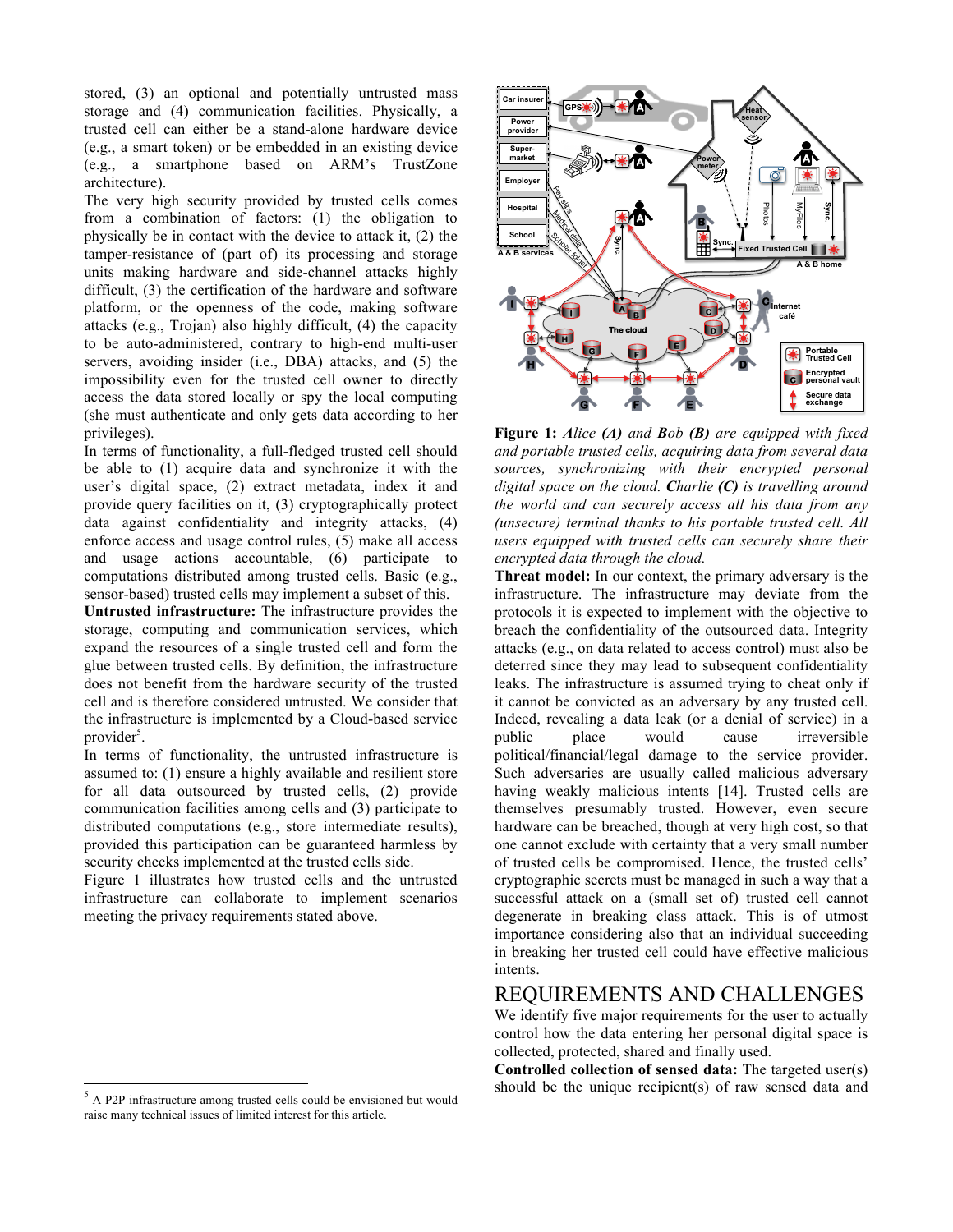stored, (3) an optional and potentially untrusted mass storage and (4) communication facilities. Physically, a trusted cell can either be a stand-alone hardware device (e.g., a smart token) or be embedded in an existing device (e.g., a smartphone based on ARM's TrustZone architecture).

The very high security provided by trusted cells comes from a combination of factors: (1) the obligation to physically be in contact with the device to attack it, (2) the tamper-resistance of (part of) its processing and storage units making hardware and side-channel attacks highly difficult, (3) the certification of the hardware and software platform, or the openness of the code, making software attacks (e.g., Trojan) also highly difficult, (4) the capacity to be auto-administered, contrary to high-end multi-user servers, avoiding insider (i.e., DBA) attacks, and (5) the impossibility even for the trusted cell owner to directly access the data stored locally or spy the local computing (she must authenticate and only gets data according to her privileges).

In terms of functionality, a full-fledged trusted cell should be able to (1) acquire data and synchronize it with the user's digital space, (2) extract metadata, index it and provide query facilities on it, (3) cryptographically protect data against confidentiality and integrity attacks, (4) enforce access and usage control rules, (5) make all access and usage actions accountable, (6) participate to computations distributed among trusted cells. Basic (e.g., sensor-based) trusted cells may implement a subset of this.

**Untrusted infrastructure:** The infrastructure provides the storage, computing and communication services, which expand the resources of a single trusted cell and form the glue between trusted cells. By definition, the infrastructure does not benefit from the hardware security of the trusted cell and is therefore considered untrusted. We consider that the infrastructure is implemented by a Cloud-based service provider[5].

In terms of functionality, the untrusted infrastructure is assumed to: (1) ensure a highly available and resilient store for all data outsourced by trusted cells, (2) provide communication facilities among cells and (3) participate to distributed computations (e.g., store intermediate results), provided this participation can be guaranteed harmless by security checks implemented at the trusted cells side.

Figure 1 illustrates how trusted cells and the untrusted infrastructure can collaborate to implement scenarios meeting the privacy requirements stated above.

[5] A P2P infrastructure among trusted cells could be envisioned but would raise many technical issues of limited interest for this article.

**Figure 1:** *Alice **(A)** and **B**ob **(B)** are equipped with fixed and portable trusted cells, acquiring data from several data sources, synchronizing with their encrypted personal digital space on the cloud. **C**harlie **(C)** is travelling around the world and can securely access all his data from any (unsecure) terminal thanks to his portable trusted cell. All users equipped with trusted cells can securely share their encrypted data through the cloud.*

**Threat model:** In our context, the primary adversary is the infrastructure. The infrastructure may deviate from the protocols it is expected to implement with the objective to breach the confidentiality of the outsourced data. Integrity attacks (e.g., on data related to access control) must also be deterred since they may lead to subsequent confidentiality leaks. The infrastructure is assumed trying to cheat only if it cannot be convicted as an adversary by any trusted cell. Indeed, revealing a data leak (or a denial of service) in a public place would cause irreversible political/financial/legal damage to the service provider. Such adversaries are usually called malicious adversary having weakly malicious intents [14]. Trusted cells are themselves presumably trusted. However, even secure hardware can be breached, though at very high cost, so that one cannot exclude with certainty that a very small number of trusted cells be compromised. Hence, the trusted cells' cryptographic secrets must be managed in such a way that a successful attack on a (small set of) trusted cell cannot degenerate in breaking class attack. This is of utmost importance considering also that an individual succeeding in breaking her trusted cell could have effective malicious intents.

## REQUIREMENTS AND CHALLENGES

We identify five major requirements for the user to actually control how the data entering her personal digital space is collected, protected, shared and finally used.

**Controlled collection of sensed data:** The targeted user(s) should be the unique recipient(s) of raw sensed data and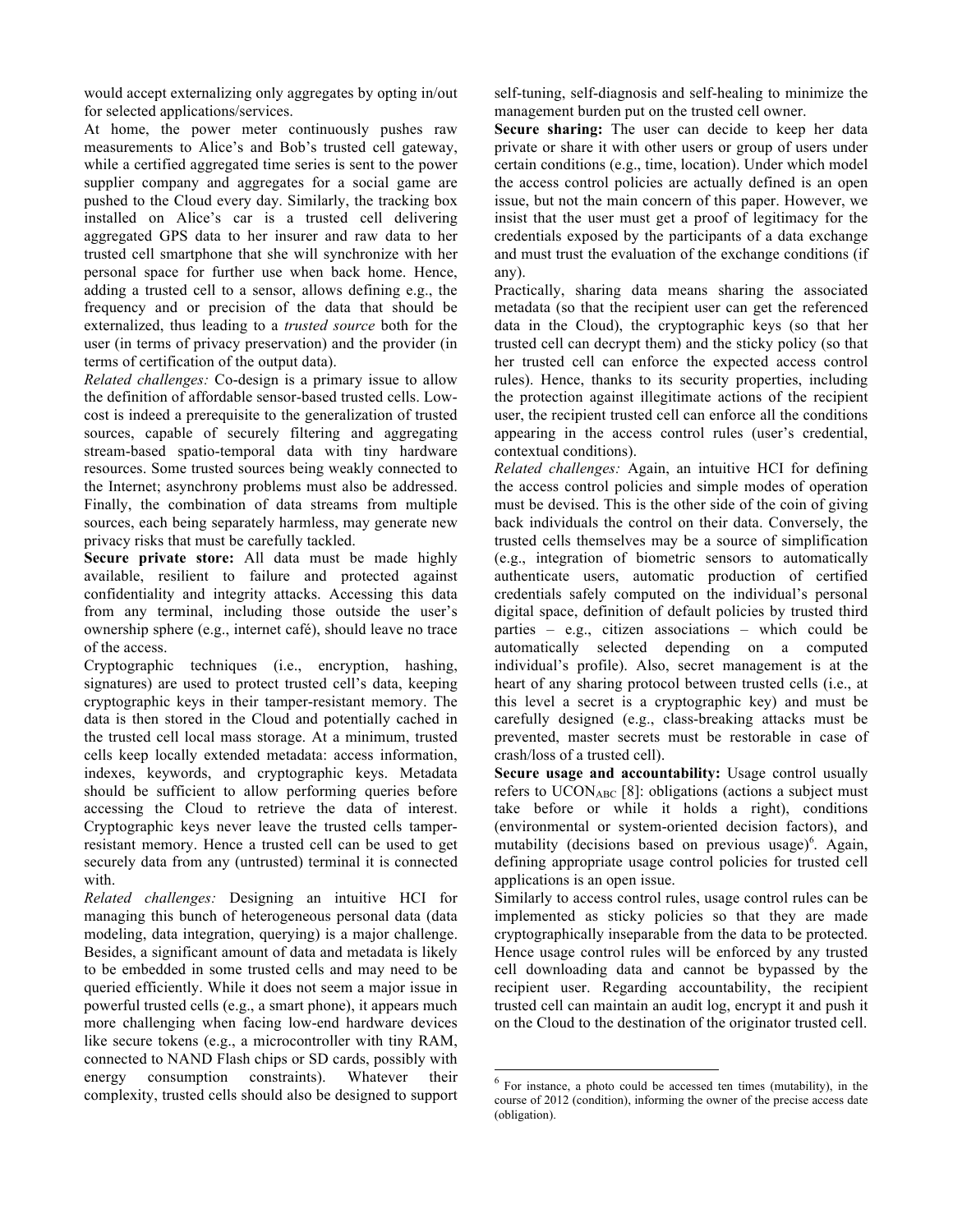would accept externalizing only aggregates by opting in/out for selected applications/services.

At home, the power meter continuously pushes raw measurements to Alice's and Bob's trusted cell gateway, while a certified aggregated time series is sent to the power supplier company and aggregates for a social game are pushed to the Cloud every day. Similarly, the tracking box installed on Alice's car is a trusted cell delivering aggregated GPS data to her insurer and raw data to her trusted cell smartphone that she will synchronize with her personal space for further use when back home. Hence, adding a trusted cell to a sensor, allows defining e.g., the frequency and or precision of the data that should be externalized, thus leading to a *trusted source* both for the user (in terms of privacy preservation) and the provider (in terms of certification of the output data).

*Related challenges:* Co-design is a primary issue to allow the definition of affordable sensor-based trusted cells. Low-cost is indeed a prerequisite to the generalization of trusted sources, capable of securely filtering and aggregating stream-based spatio-temporal data with tiny hardware resources. Some trusted sources being weakly connected to the Internet; asynchrony problems must also be addressed. Finally, the combination of data streams from multiple sources, each being separately harmless, may generate new privacy risks that must be carefully tackled.

**Secure private store:** All data must be made highly available, resilient to failure and protected against confidentiality and integrity attacks. Accessing this data from any terminal, including those outside the user's ownership sphere (e.g., internet café), should leave no trace of the access.

Cryptographic techniques (i.e., encryption, hashing, signatures) are used to protect trusted cell's data, keeping cryptographic keys in their tamper-resistant memory. The data is then stored in the Cloud and potentially cached in the trusted cell local mass storage. At a minimum, trusted cells keep locally extended metadata: access information, indexes, keywords, and cryptographic keys. Metadata should be sufficient to allow performing queries before accessing the Cloud to retrieve the data of interest. Cryptographic keys never leave the trusted cells tamper-resistant memory. Hence a trusted cell can be used to get securely data from any (untrusted) terminal it is connected with.

*Related challenges:* Designing an intuitive HCI for managing this bunch of heterogeneous personal data (data modeling, data integration, querying) is a major challenge. Besides, a significant amount of data and metadata is likely to be embedded in some trusted cells and may need to be queried efficiently. While it does not seem a major issue in powerful trusted cells (e.g., a smart phone), it appears much more challenging when facing low-end hardware devices like secure tokens (e.g., a microcontroller with tiny RAM, connected to NAND Flash chips or SD cards, possibly with energy consumption constraints). Whatever their complexity, trusted cells should also be designed to support self-tuning, self-diagnosis and self-healing to minimize the management burden put on the trusted cell owner.

**Secure sharing:** The user can decide to keep her data private or share it with other users or group of users under certain conditions (e.g., time, location). Under which model the access control policies are actually defined is an open issue, but not the main concern of this paper. However, we insist that the user must get a proof of legitimacy for the credentials exposed by the participants of a data exchange and must trust the evaluation of the exchange conditions (if any).

Practically, sharing data means sharing the associated metadata (so that the recipient user can get the referenced data in the Cloud), the cryptographic keys (so that her trusted cell can decrypt them) and the sticky policy (so that her trusted cell can enforce the expected access control rules). Hence, thanks to its security properties, including the protection against illegitimate actions of the recipient user, the recipient trusted cell can enforce all the conditions appearing in the access control rules (user's credential, contextual conditions).

*Related challenges:* Again, an intuitive HCI for defining the access control policies and simple modes of operation must be devised. This is the other side of the coin of giving back individuals the control on their data. Conversely, the trusted cells themselves may be a source of simplification (e.g., integration of biometric sensors to automatically authenticate users, automatic production of certified credentials safely computed on the individual's personal digital space, definition of default policies by trusted third parties – e.g., citizen associations – which could be automatically selected depending on a computed individual's profile). Also, secret management is at the heart of any sharing protocol between trusted cells (i.e., at this level a secret is a cryptographic key) and must be carefully designed (e.g., class-breaking attacks must be prevented, master secrets must be restorable in case of crash/loss of a trusted cell).

**Secure usage and accountability:** Usage control usually refers to $UCON_{ABC}$ [8]: obligations (actions a subject must take before or while it holds a right), conditions (environmental or system-oriented decision factors), and mutability (decisions based on previous usage)[6]. Again, defining appropriate usage control policies for trusted cell applications is an open issue.

Similarly to access control rules, usage control rules can be implemented as sticky policies so that they are made cryptographically inseparable from the data to be protected. Hence usage control rules will be enforced by any trusted cell downloading data and cannot be bypassed by the recipient user. Regarding accountability, the recipient trusted cell can maintain an audit log, encrypt it and push it on the Cloud to the destination of the originator trusted cell.

[6] For instance, a photo could be accessed ten times (mutability), in the course of 2012 (condition), informing the owner of the precise access date (obligation).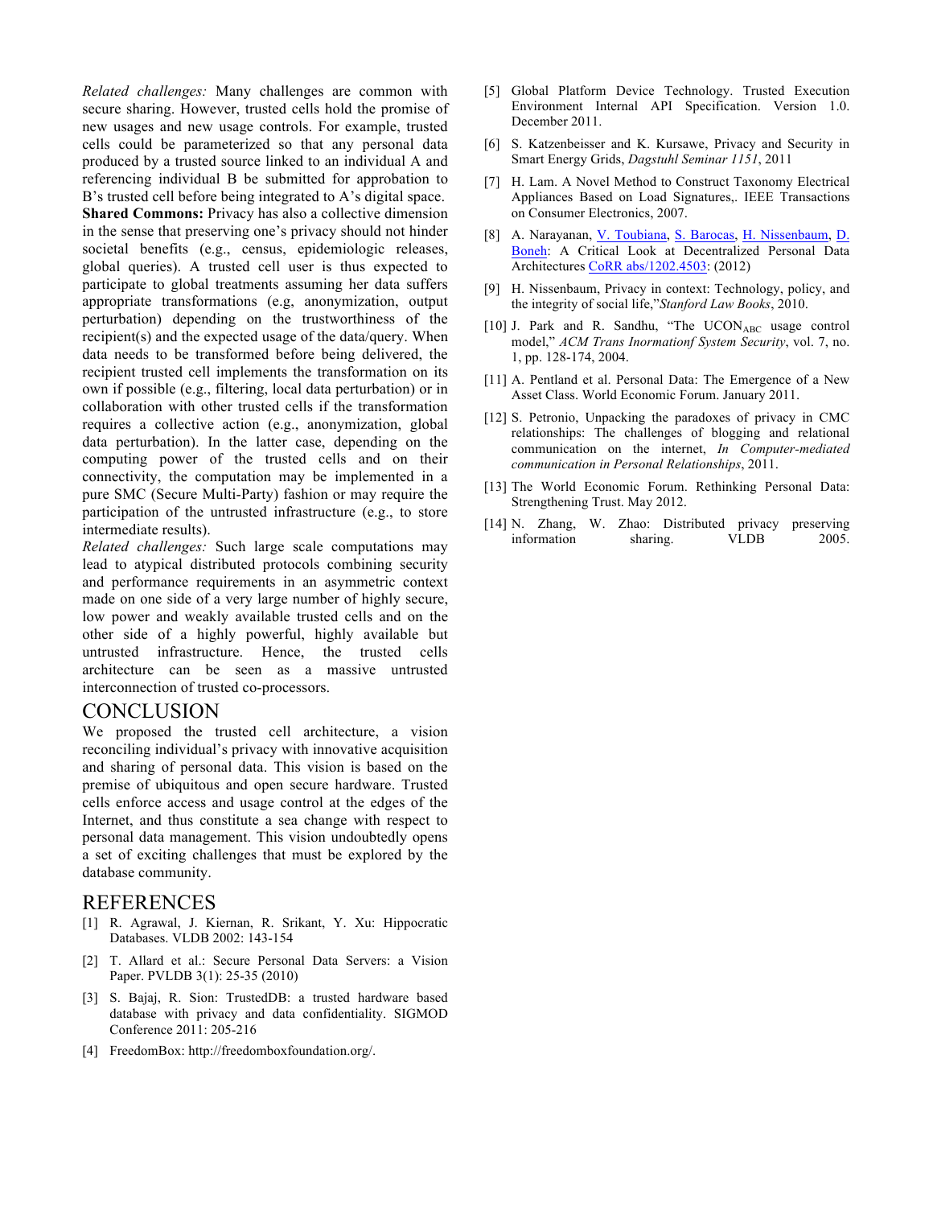*Related challenges:* Many challenges are common with secure sharing. However, trusted cells hold the promise of new usages and new usage controls. For example, trusted cells could be parameterized so that any personal data produced by a trusted source linked to an individual A and referencing individual B be submitted for approbation to B's trusted cell before being integrated to A's digital space.

**Shared Commons:** Privacy has also a collective dimension in the sense that preserving one's privacy should not hinder societal benefits (e.g., census, epidemiologic releases, global queries). A trusted cell user is thus expected to participate to global treatments assuming her data suffers appropriate transformations (e.g, anonymization, output perturbation) depending on the trustworthiness of the recipient(s) and the expected usage of the data/query. When data needs to be transformed before being delivered, the recipient trusted cell implements the transformation on its own if possible (e.g., filtering, local data perturbation) or in collaboration with other trusted cells if the transformation requires a collective action (e.g., anonymization, global data perturbation). In the latter case, depending on the computing power of the trusted cells and on their connectivity, the computation may be implemented in a pure SMC (Secure Multi-Party) fashion or may require the participation of the untrusted infrastructure (e.g., to store intermediate results).

*Related challenges:* Such large scale computations may lead to atypical distributed protocols combining security and performance requirements in an asymmetric context made on one side of a very large number of highly secure, low power and weakly available trusted cells and on the other side of a highly powerful, highly available but untrusted infrastructure. Hence, the trusted cells architecture can be seen as a massive untrusted interconnection of trusted co-processors.

# CONCLUSION

We proposed the trusted cell architecture, a vision reconciling individual's privacy with innovative acquisition and sharing of personal data. This vision is based on the premise of ubiquitous and open secure hardware. Trusted cells enforce access and usage control at the edges of the Internet, and thus constitute a sea change with respect to personal data management. This vision undoubtedly opens a set of exciting challenges that must be explored by the database community.

# REFERENCES

[1] R. Agrawal, J. Kiernan, R. Srikant, Y. Xu: Hippocratic Databases. VLDB 2002: 143-154

[2] T. Allard et al.: Secure Personal Data Servers: a Vision Paper. PVLDB 3(1): 25-35 (2010)

[3] S. Bajaj, R. Sion: TrustedDB: a trusted hardware based database with privacy and data confidentiality. SIGMOD Conference 2011: 205-216

[4] FreedomBox: http://freedomboxfoundation.org/.

[5] Global Platform Device Technology. Trusted Execution Environment Internal API Specification. Version 1.0. December 2011.

[6] S. Katzenbeisser and K. Kursawe, Privacy and Security in Smart Energy Grids, *Dagstuhl Seminar 1151*, 2011

[7] H. Lam. A Novel Method to Construct Taxonomy Electrical Appliances Based on Load Signatures,. IEEE Transactions on Consumer Electronics, 2007.

[8] A. Narayanan, V. Toubiana, S. Barocas, H. Nissenbaum, D. Boneh: A Critical Look at Decentralized Personal Data Architectures CoRR abs/1202.4503: (2012)

[9] H. Nissenbaum, Privacy in context: Technology, policy, and the integrity of social life,"*Stanford Law Books*, 2010.

[10] J. Park and R. Sandhu, "The $UCON_{ABC}$ usage control model," *ACM Trans Inormationf System Security*, vol. 7, no. 1, pp. 128-174, 2004.

[11] A. Pentland et al. Personal Data: The Emergence of a New Asset Class. World Economic Forum. January 2011.

[12] S. Petronio, Unpacking the paradoxes of privacy in CMC relationships: The challenges of blogging and relational communication on the internet, *In Computer-mediated communication in Personal Relationships*, 2011.

[13] The World Economic Forum. Rethinking Personal Data: Strengthening Trust. May 2012.

[14] N. Zhang, W. Zhao: Distributed privacy preserving information sharing. VLDB 2005.